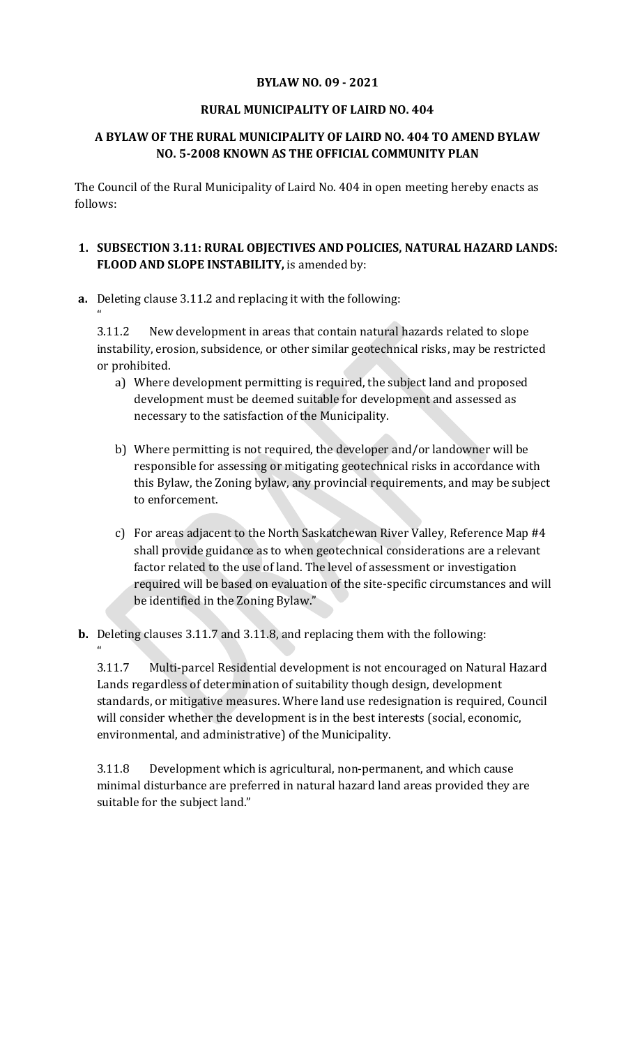**BYLAW NO. 09 - 2021**

**RURAL MUNICIPALITY OF LAIRD NO. 404**

**A BYLAW OF THE RURAL MUNICIPALITY OF LAIRD NO. 404 TO AMEND BYLAW NO. 5-2008 KNOWN AS THE OFFICIAL COMMUNITY PLAN**

The Council of the Rural Municipality of Laird No. 404 in open meeting hereby enacts as follows:

**1. SUBSECTION 3.11: RURAL OBJECTIVES AND POLICIES, NATURAL HAZARD LANDS: FLOOD AND SLOPE INSTABILITY,** is amended by:

**a.** Deleting clause 3.11.2 and replacing it with the following:

"

3.11.2 New development in areas that contain natural hazards related to slope instability, erosion, subsidence, or other similar geotechnical risks, may be restricted or prohibited.

a) Where development permitting is required, the subject land and proposed development must be deemed suitable for development and assessed as necessary to the satisfaction of the Municipality.

b) Where permitting is not required, the developer and/or landowner will be responsible for assessing or mitigating geotechnical risks in accordance with this Bylaw, the Zoning bylaw, any provincial requirements, and may be subject to enforcement.

c) For areas adjacent to the North Saskatchewan River Valley, Reference Map #4 shall provide guidance as to when geotechnical considerations are a relevant factor related to the use of land. The level of assessment or investigation required will be based on evaluation of the site-specific circumstances and will be identified in the Zoning Bylaw."

**b.** Deleting clauses 3.11.7 and 3.11.8, and replacing them with the following:

"

3.11.7 Multi-parcel Residential development is not encouraged on Natural Hazard Lands regardless of determination of suitability though design, development standards, or mitigative measures. Where land use redesignation is required, Council will consider whether the development is in the best interests (social, economic, environmental, and administrative) of the Municipality.

3.11.8 Development which is agricultural, non-permanent, and which cause minimal disturbance are preferred in natural hazard land areas provided they are suitable for the subject land."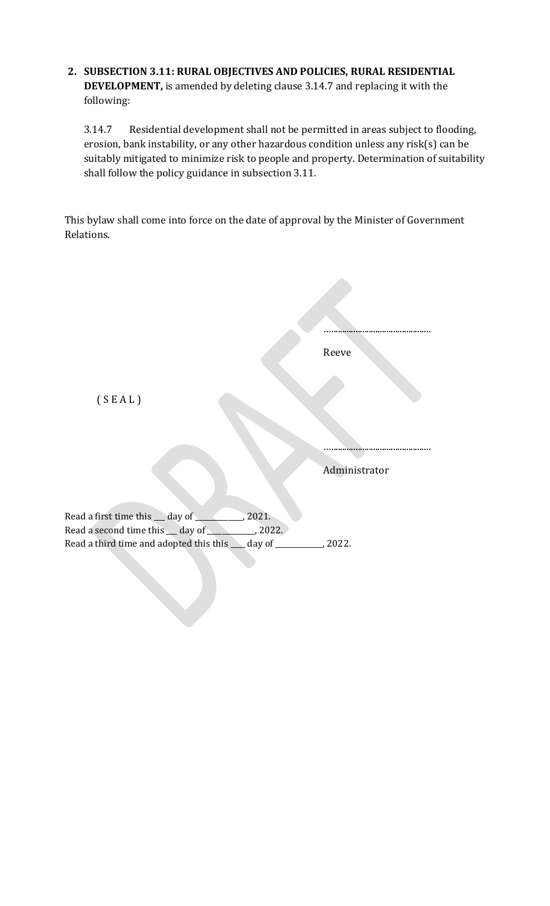2. **SUBSECTION 3.11: RURAL OBJECTIVES AND POLICIES, RURAL RESIDENTIAL DEVELOPMENT,** is amended by deleting clause 3.14.7 and replacing it with the following:

   3.14.7 Residential development shall not be permitted in areas subject to flooding, erosion, bank instability, or any other hazardous condition unless any risk(s) can be suitably mitigated to minimize risk to people and property. Determination of suitability shall follow the policy guidance in subsection 3.11.

This bylaw shall come into force on the date of approval by the Minister of Government Relations.

DRAFT

…………………………………………

Reeve

( S E A L )

…………………………………………

Administrator

Read a first time this ___ day of ____________, 2021.
Read a second time this ___ day of ____________, 2022.
Read a third time and adopted this this ____ day of ____________, 2022.